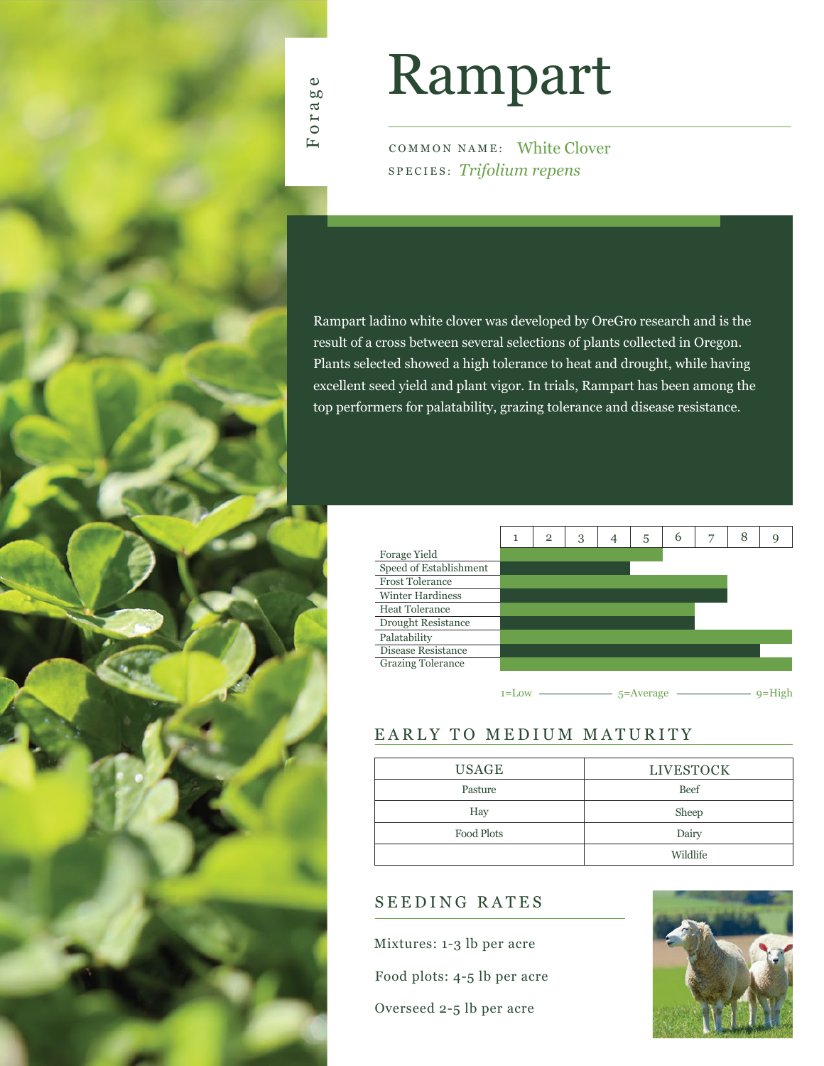Forage

# Rampart

COMMON NAME: White Clover
SPECIES: *Trifolium repens*

Rampart ladino white clover was developed by OreGro research and is the result of a cross between several selections of plants collected in Oregon. Plants selected showed a high tolerance to heat and drought, while having excellent seed yield and plant vigor. In trials, Rampart has been among the top performers for palatability, grazing tolerance and disease resistance.

| Trait | Rating (1–9) |
|---|---|
| Forage Yield | 5 |
| Speed of Establishment | 4 |
| Frost Tolerance | 7 |
| Winter Hardiness | 7 |
| Heat Tolerance | 6 |
| Drought Resistance | 6 |
| Palatability | 9 |
| Disease Resistance | 8 |
| Grazing Tolerance | 9 |

1=Low — 5=Average — 9=High

## EARLY TO MEDIUM MATURITY

| USAGE | LIVESTOCK |
|---|---|
| Pasture | Beef |
| Hay | Sheep |
| Food Plots | Dairy |
| | Wildlife |

## SEEDING RATES

Mixtures: 1-3 lb per acre

Food plots: 4-5 lb per acre

Overseed 2-5 lb per acre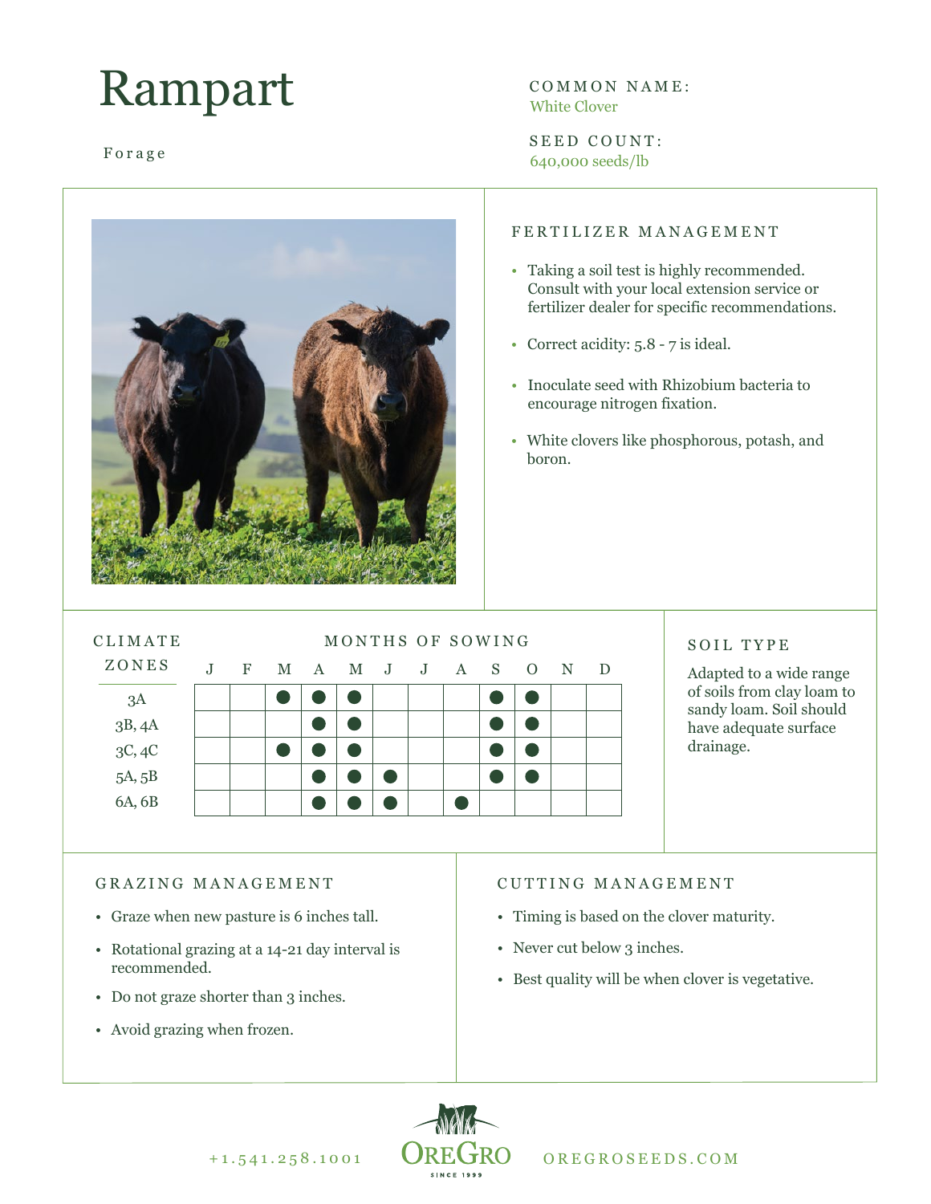# Rampart

Forage

COMMON NAME:
White Clover

SEED COUNT:
640,000 seeds/lb

## FERTILIZER MANAGEMENT

- Taking a soil test is highly recommended. Consult with your local extension service or fertilizer dealer for specific recommendations.
- Correct acidity: 5.8 - 7 is ideal.
- Inoculate seed with Rhizobium bacteria to encourage nitrogen fixation.
- White clovers like phosphorous, potash, and boron.

## MONTHS OF SOWING

| CLIMATE ZONES | J | F | M | A | M | J | J | A | S | O | N | D |
|---|---|---|---|---|---|---|---|---|---|---|---|---|
| 3A | | | ● | ● | ● | | | | ● | ● | | |
| 3B, 4A | | | | ● | ● | | | | ● | ● | | |
| 3C, 4C | | | ● | ● | ● | | | | ● | ● | | |
| 5A, 5B | | | | ● | ● | ● | | | ● | ● | | |
| 6A, 6B | | | | ● | ● | ● | | ● | | | | |

## SOIL TYPE

Adapted to a wide range of soils from clay loam to sandy loam. Soil should have adequate surface drainage.

## GRAZING MANAGEMENT

- Graze when new pasture is 6 inches tall.
- Rotational grazing at a 14-21 day interval is recommended.
- Do not graze shorter than 3 inches.
- Avoid grazing when frozen.

## CUTTING MANAGEMENT

- Timing is based on the clover maturity.
- Never cut below 3 inches.
- Best quality will be when clover is vegetative.

+1.541.258.1001 OREGRO SINCE 1999 OREGROSEEDS.COM